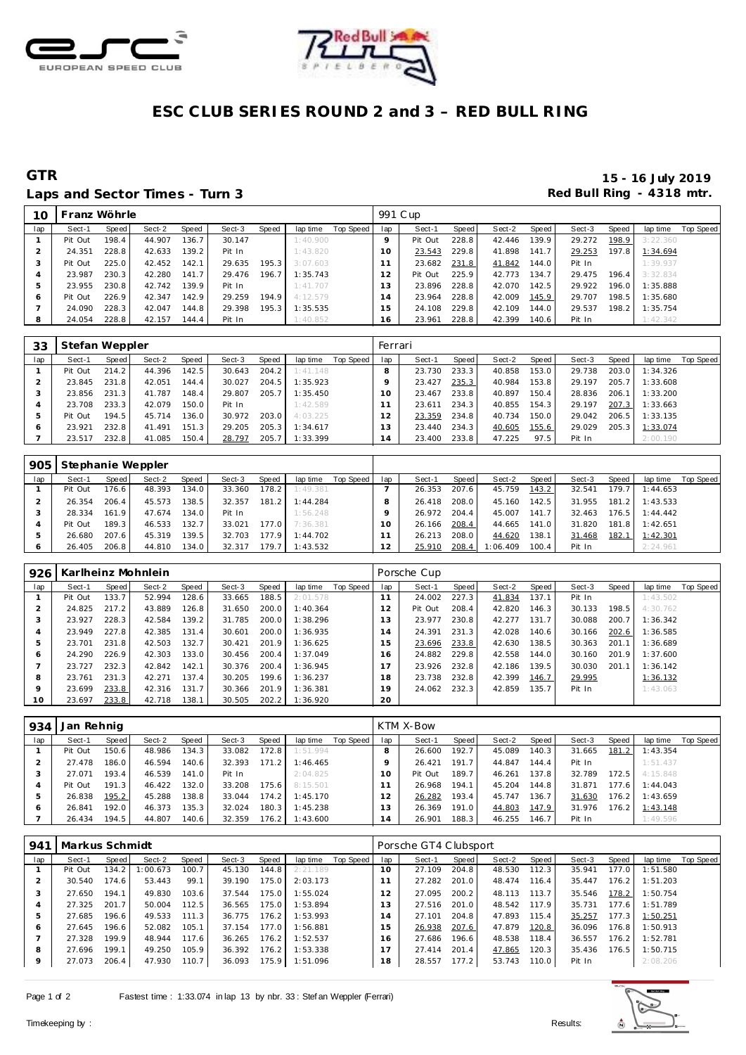# ESC CLUB SERIES ROUND 2 and 3 – RED BULL RING

## GTR

**Laps and Sector Times - Turn 3**

**15 - 16 July 2019**
**Red Bull Ring - 4318 mtr.**

| 10 | Franz Wöhrle | | | | | | | | 991 Cup | | | | | | | | |
|---|---|---|---|---|---|---|---|---|---|---|---|---|---|---|---|---|---|
| lap | Sect-1 | Speed | Sect-2 | Speed | Sect-3 | Speed | lap time | Top Speed | lap | Sect-1 | Speed | Sect-2 | Speed | Sect-3 | Speed | lap time | Top Speed |
| 1 | Pit Out | 198.4 | 44.907 | 136.7 | 30.147 | | 1:40.900 | | 9 | Pit Out | 228.8 | 42.446 | 139.9 | 29.272 | 198.9 | 3:22.360 | |
| 2 | 24.351 | 228.8 | 42.633 | 139.2 | Pit In | | 1:43.820 | | 10 | 23.543 | 229.8 | 41.898 | 141.7 | 29.253 | 197.8 | 1:34.694 | |
| 3 | Pit Out | 225.0 | 42.452 | 142.1 | 29.635 | 195.3 | 3:07.603 | | 11 | 23.682 | 231.8 | 41.842 | 144.0 | Pit In | | 1:39.937 | |
| 4 | 23.987 | 230.3 | 42.280 | 141.7 | 29.476 | 196.7 | 1:35.743 | | 12 | Pit Out | 225.9 | 42.773 | 134.7 | 29.475 | 196.4 | 3:32.834 | |
| 5 | 23.955 | 230.8 | 42.742 | 139.9 | Pit In | | 1:41.707 | | 13 | 23.896 | 228.8 | 42.070 | 142.5 | 29.922 | 196.0 | 1:35.888 | |
| 6 | Pit Out | 226.9 | 42.347 | 142.9 | 29.259 | 194.9 | 4:12.579 | | 14 | 23.964 | 228.8 | 42.009 | 145.9 | 29.707 | 198.5 | 1:35.680 | |
| 7 | 24.090 | 228.3 | 42.047 | 144.8 | 29.398 | 195.3 | 1:35.535 | | 15 | 24.108 | 229.8 | 42.109 | 144.0 | 29.537 | 198.2 | 1:35.754 | |
| 8 | 24.054 | 228.8 | 42.157 | 144.4 | Pit In | | 1:40.852 | | 16 | 23.961 | 228.8 | 42.399 | 140.6 | Pit In | | 1:42.342 | |

| 33 | Stefan Weppler | | | | | | | | Ferrari | | | | | | | | |
|---|---|---|---|---|---|---|---|---|---|---|---|---|---|---|---|---|---|
| lap | Sect-1 | Speed | Sect-2 | Speed | Sect-3 | Speed | lap time | Top Speed | lap | Sect-1 | Speed | Sect-2 | Speed | Sect-3 | Speed | lap time | Top Speed |
| 1 | Pit Out | 214.2 | 44.396 | 142.5 | 30.643 | 204.2 | 1:41.148 | | 8 | 23.730 | 233.3 | 40.858 | 153.0 | 29.738 | 203.0 | 1:34.326 | |
| 2 | 23.845 | 231.8 | 42.051 | 144.4 | 30.027 | 204.5 | 1:35.923 | | 9 | 23.427 | 235.3 | 40.984 | 153.8 | 29.197 | 205.7 | 1:33.608 | |
| 3 | 23.856 | 231.3 | 41.787 | 148.4 | 29.807 | 205.7 | 1:35.450 | | 10 | 23.467 | 233.8 | 40.897 | 150.4 | 28.836 | 206.1 | 1:33.200 | |
| 4 | 23.708 | 233.3 | 42.079 | 150.0 | Pit In | | 1:42.589 | | 11 | 23.611 | 234.3 | 40.855 | 154.3 | 29.197 | 207.3 | 1:33.663 | |
| 5 | Pit Out | 194.5 | 45.714 | 136.0 | 30.972 | 203.0 | 4:03.225 | | 12 | 23.359 | 234.8 | 40.734 | 150.0 | 29.042 | 206.5 | 1:33.135 | |
| 6 | 23.921 | 232.8 | 41.491 | 151.3 | 29.205 | 205.3 | 1:34.617 | | 13 | 23.440 | 234.3 | 40.605 | 155.6 | 29.029 | 205.3 | 1:33.074 | |
| 7 | 23.517 | 232.8 | 41.085 | 150.4 | 28.797 | 205.7 | 1:33.399 | | 14 | 23.400 | 233.8 | 47.225 | 97.5 | Pit In | | 2:00.190 | |

| 905 | Stephanie Weppler | | | | | | | | | | | | | | | | |
|---|---|---|---|---|---|---|---|---|---|---|---|---|---|---|---|---|---|
| lap | Sect-1 | Speed | Sect-2 | Speed | Sect-3 | Speed | lap time | Top Speed | lap | Sect-1 | Speed | Sect-2 | Speed | Sect-3 | Speed | lap time | Top Speed |
| 1 | Pit Out | 176.6 | 48.393 | 134.0 | 33.360 | 178.2 | 1:49.381 | | 7 | 26.353 | 207.6 | 45.759 | 143.2 | 32.541 | 179.7 | 1:44.653 | |
| 2 | 26.354 | 206.4 | 45.573 | 138.5 | 32.357 | 181.2 | 1:44.284 | | 8 | 26.418 | 208.0 | 45.160 | 142.5 | 31.955 | 181.2 | 1:43.533 | |
| 3 | 28.334 | 161.9 | 47.674 | 134.0 | Pit In | | 1:56.248 | | 9 | 26.972 | 204.4 | 45.007 | 141.7 | 32.463 | 176.5 | 1:44.442 | |
| 4 | Pit Out | 189.3 | 46.533 | 132.7 | 33.021 | 177.0 | 7:36.381 | | 10 | 26.166 | 208.4 | 44.665 | 141.0 | 31.820 | 181.8 | 1:42.651 | |
| 5 | 26.680 | 207.6 | 45.319 | 139.5 | 32.703 | 177.9 | 1:44.702 | | 11 | 26.213 | 208.0 | 44.620 | 138.1 | 31.468 | 182.1 | 1:42.301 | |
| 6 | 26.405 | 206.8 | 44.810 | 134.0 | 32.317 | 179.7 | 1:43.532 | | 12 | 25.910 | 208.4 | 1:06.409 | 100.4 | Pit In | | 2:24.961 | |

| 926 | Karlheinz Mohnlein | | | | | | | | Porsche Cup | | | | | | | | |
|---|---|---|---|---|---|---|---|---|---|---|---|---|---|---|---|---|---|
| lap | Sect-1 | Speed | Sect-2 | Speed | Sect-3 | Speed | lap time | Top Speed | lap | Sect-1 | Speed | Sect-2 | Speed | Sect-3 | Speed | lap time | Top Speed |
| 1 | Pit Out | 133.7 | 52.994 | 128.6 | 33.665 | 188.5 | 2:01.578 | | 11 | 24.002 | 227.3 | 41.834 | 137.1 | Pit In | | 1:43.502 | |
| 2 | 24.825 | 217.2 | 43.889 | 126.8 | 31.650 | 200.0 | 1:40.364 | | 12 | Pit Out | 208.4 | 42.820 | 146.3 | 30.133 | 198.5 | 4:30.762 | |
| 3 | 23.927 | 228.3 | 42.584 | 139.2 | 31.785 | 200.0 | 1:38.296 | | 13 | 23.977 | 230.8 | 42.277 | 131.7 | 30.088 | 200.7 | 1:36.342 | |
| 4 | 23.949 | 227.8 | 42.385 | 131.4 | 30.601 | 200.0 | 1:36.935 | | 14 | 24.391 | 231.3 | 42.028 | 140.6 | 30.166 | 202.6 | 1:36.585 | |
| 5 | 23.701 | 231.8 | 42.503 | 132.7 | 30.421 | 201.9 | 1:36.625 | | 15 | 23.696 | 233.8 | 42.630 | 138.5 | 30.363 | 201.1 | 1:36.689 | |
| 6 | 24.290 | 226.9 | 42.303 | 133.0 | 30.456 | 200.4 | 1:37.049 | | 16 | 24.882 | 229.8 | 42.558 | 144.0 | 30.160 | 201.9 | 1:37.600 | |
| 7 | 23.727 | 232.3 | 42.842 | 142.1 | 30.376 | 200.4 | 1:36.945 | | 17 | 23.926 | 232.8 | 42.186 | 139.5 | 30.030 | 201.1 | 1:36.142 | |
| 8 | 23.761 | 231.3 | 42.271 | 137.4 | 30.205 | 199.6 | 1:36.237 | | 18 | 23.738 | 232.8 | 42.399 | 146.7 | 29.995 | | 1:36.132 | |
| 9 | 23.699 | 233.8 | 42.316 | 131.7 | 30.366 | 201.9 | 1:36.381 | | 19 | 24.062 | 232.3 | 42.859 | 135.7 | Pit In | | 1:43.063 | |
| 10 | 23.697 | 233.8 | 42.718 | 138.1 | 30.505 | 202.2 | 1:36.920 | | 20 | | | | | | | | |

| 934 | Jan Rehnig | | | | | | | | KTM X-Bow | | | | | | | | |
|---|---|---|---|---|---|---|---|---|---|---|---|---|---|---|---|---|---|
| lap | Sect-1 | Speed | Sect-2 | Speed | Sect-3 | Speed | lap time | Top Speed | lap | Sect-1 | Speed | Sect-2 | Speed | Sect-3 | Speed | lap time | Top Speed |
| 1 | Pit Out | 150.6 | 48.986 | 134.3 | 33.082 | 172.8 | 1:51.994 | | 8 | 26.600 | 192.7 | 45.089 | 140.3 | 31.665 | 181.2 | 1:43.354 | |
| 2 | 27.478 | 186.0 | 46.594 | 140.6 | 32.393 | 171.2 | 1:46.465 | | 9 | 26.421 | 191.7 | 44.847 | 144.4 | Pit In | | 1:51.437 | |
| 3 | 27.071 | 193.4 | 46.539 | 141.0 | Pit In | | 2:04.825 | | 10 | Pit Out | 189.7 | 46.261 | 137.8 | 32.789 | 172.5 | 4:15.848 | |
| 4 | Pit Out | 191.3 | 46.422 | 132.0 | 33.208 | 175.6 | 8:15.501 | | 11 | 26.968 | 194.1 | 45.204 | 144.8 | 31.871 | 177.6 | 1:44.043 | |
| 5 | 26.838 | 195.2 | 45.288 | 138.8 | 33.044 | 174.2 | 1:45.170 | | 12 | 26.282 | 193.4 | 45.747 | 136.7 | 31.630 | 176.2 | 1:43.659 | |
| 6 | 26.841 | 192.0 | 46.373 | 135.3 | 32.024 | 180.3 | 1:45.238 | | 13 | 26.369 | 191.0 | 44.803 | 147.9 | 31.976 | 176.2 | 1:43.148 | |
| 7 | 26.434 | 194.5 | 44.807 | 140.6 | 32.359 | 176.2 | 1:43.600 | | 14 | 26.901 | 188.3 | 46.255 | 146.7 | Pit In | | 1:49.596 | |

| 941 | Markus Schmidt | | | | | | | | Porsche GT4 Clubsport | | | | | | | | |
|---|---|---|---|---|---|---|---|---|---|---|---|---|---|---|---|---|---|
| lap | Sect-1 | Speed | Sect-2 | Speed | Sect-3 | Speed | lap time | Top Speed | lap | Sect-1 | Speed | Sect-2 | Speed | Sect-3 | Speed | lap time | Top Speed |
| 1 | Pit Out | 134.2 | 1:00.673 | 100.7 | 45.130 | 144.8 | 2:21.189 | | 10 | 27.109 | 204.8 | 48.530 | 112.3 | 35.941 | 177.0 | 1:51.580 | |
| 2 | 30.540 | 174.6 | 53.443 | 99.1 | 39.190 | 175.0 | 2:03.173 | | 11 | 27.282 | 201.0 | 48.474 | 116.4 | 35.447 | 176.2 | 1:51.203 | |
| 3 | 27.650 | 194.1 | 49.830 | 103.6 | 37.544 | 175.0 | 1:55.024 | | 12 | 27.095 | 200.2 | 48.113 | 113.7 | 35.546 | 178.2 | 1:50.754 | |
| 4 | 27.325 | 201.7 | 50.004 | 112.5 | 36.565 | 175.0 | 1:53.894 | | 13 | 27.516 | 201.0 | 48.542 | 117.9 | 35.731 | 177.6 | 1:51.789 | |
| 5 | 27.685 | 196.6 | 49.533 | 111.3 | 36.775 | 176.2 | 1:53.993 | | 14 | 27.101 | 204.8 | 47.893 | 115.4 | 35.257 | 177.3 | 1:50.251 | |
| 6 | 27.645 | 196.6 | 52.082 | 105.1 | 37.154 | 177.0 | 1:56.881 | | 15 | 26.938 | 207.6 | 47.879 | 120.8 | 36.096 | 176.8 | 1:50.913 | |
| 7 | 27.328 | 199.9 | 48.944 | 117.6 | 36.265 | 176.2 | 1:52.537 | | 16 | 27.686 | 196.6 | 48.538 | 118.4 | 36.557 | 176.2 | 1:52.781 | |
| 8 | 27.696 | 199.1 | 49.250 | 105.9 | 36.392 | 176.2 | 1:53.338 | | 17 | 27.414 | 201.4 | 47.865 | 120.3 | 35.436 | 176.5 | 1:50.715 | |
| 9 | 27.073 | 206.4 | 47.930 | 110.7 | 36.093 | 175.9 | 1:51.096 | | 18 | 28.557 | 177.2 | 53.743 | 110.0 | Pit In | | 2:08.206 | |

Fastest time : 1:33.074 in lap 13 by nbr. 33 : Stefan Weppler (Ferrari)

Timekeeping by : Results: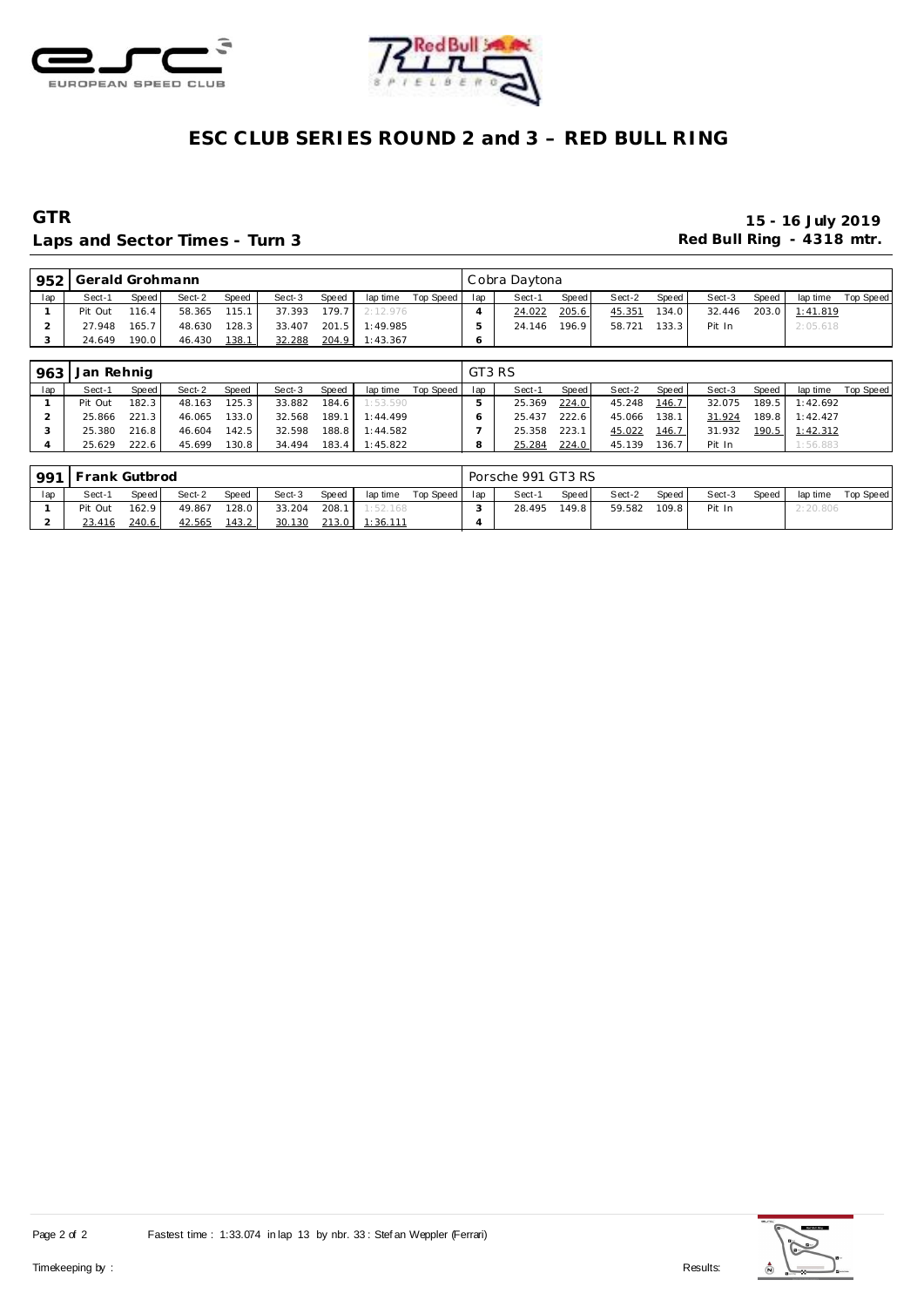# ESC CLUB SERIES ROUND 2 and 3 – RED BULL RING

## GTR

**Laps and Sector Times - Turn 3**

**15 - 16 July 2019**
**Red Bull Ring - 4318 mtr.**

### 952 Gerald Grohmann — Cobra Daytona

| lap | Sect-1 | Speed | Sect-2 | Speed | Sect-3 | Speed | lap time | Top Speed | lap | Sect-1 | Speed | Sect-2 | Speed | Sect-3 | Speed | lap time | Top Speed |
|---|---|---|---|---|---|---|---|---|---|---|---|---|---|---|---|---|---|
| 1 | Pit Out | 116.4 | 58.365 | 115.1 | 37.393 | 179.7 | 2:12.976 | | 4 | 24.022 | 205.6 | 45.351 | 134.0 | 32.446 | 203.0 | 1:41.819 | |
| 2 | 27.948 | 165.7 | 48.630 | 128.3 | 33.407 | 201.5 | 1:49.985 | | 5 | 24.146 | 196.9 | 58.721 | 133.3 | Pit In | | 2:05.618 | |
| 3 | 24.649 | 190.0 | 46.430 | 138.1 | 32.288 | 204.9 | 1:43.367 | | 6 | | | | | | | | |

### 963 Jan Rehnig — GT3 RS

| lap | Sect-1 | Speed | Sect-2 | Speed | Sect-3 | Speed | lap time | Top Speed | lap | Sect-1 | Speed | Sect-2 | Speed | Sect-3 | Speed | lap time | Top Speed |
|---|---|---|---|---|---|---|---|---|---|---|---|---|---|---|---|---|---|
| 1 | Pit Out | 182.3 | 48.163 | 125.3 | 33.882 | 184.6 | 1:53.590 | | 5 | 25.369 | 224.0 | 45.248 | 146.7 | 32.075 | 189.5 | 1:42.692 | |
| 2 | 25.866 | 221.3 | 46.065 | 133.0 | 32.568 | 189.1 | 1:44.499 | | 6 | 25.437 | 222.6 | 45.066 | 138.1 | 31.924 | 189.8 | 1:42.427 | |
| 3 | 25.380 | 216.8 | 46.604 | 142.5 | 32.598 | 188.8 | 1:44.582 | | 7 | 25.358 | 223.1 | 45.022 | 146.7 | 31.932 | 190.5 | 1:42.312 | |
| 4 | 25.629 | 222.6 | 45.699 | 130.8 | 34.494 | 183.4 | 1:45.822 | | 8 | 25.284 | 224.0 | 45.139 | 136.7 | Pit In | | 1:56.883 | |

### 991 Frank Gutbrod — Porsche 991 GT3 RS

| lap | Sect-1 | Speed | Sect-2 | Speed | Sect-3 | Speed | lap time | Top Speed | lap | Sect-1 | Speed | Sect-2 | Speed | Sect-3 | Speed | lap time | Top Speed |
|---|---|---|---|---|---|---|---|---|---|---|---|---|---|---|---|---|---|
| 1 | Pit Out | 162.9 | 49.867 | 128.0 | 33.204 | 208.1 | 1:52.168 | | 3 | 28.495 | 149.8 | 59.582 | 109.8 | Pit In | | 2:20.806 | |
| 2 | 23.416 | 240.6 | 42.565 | 143.2 | 30.130 | 213.0 | 1:36.111 | | 4 | | | | | | | | |

Fastest time : 1:33.074 in lap 13 by nbr. 33 : Stefan Weppler (Ferrari)

Timekeeping by :

Results: